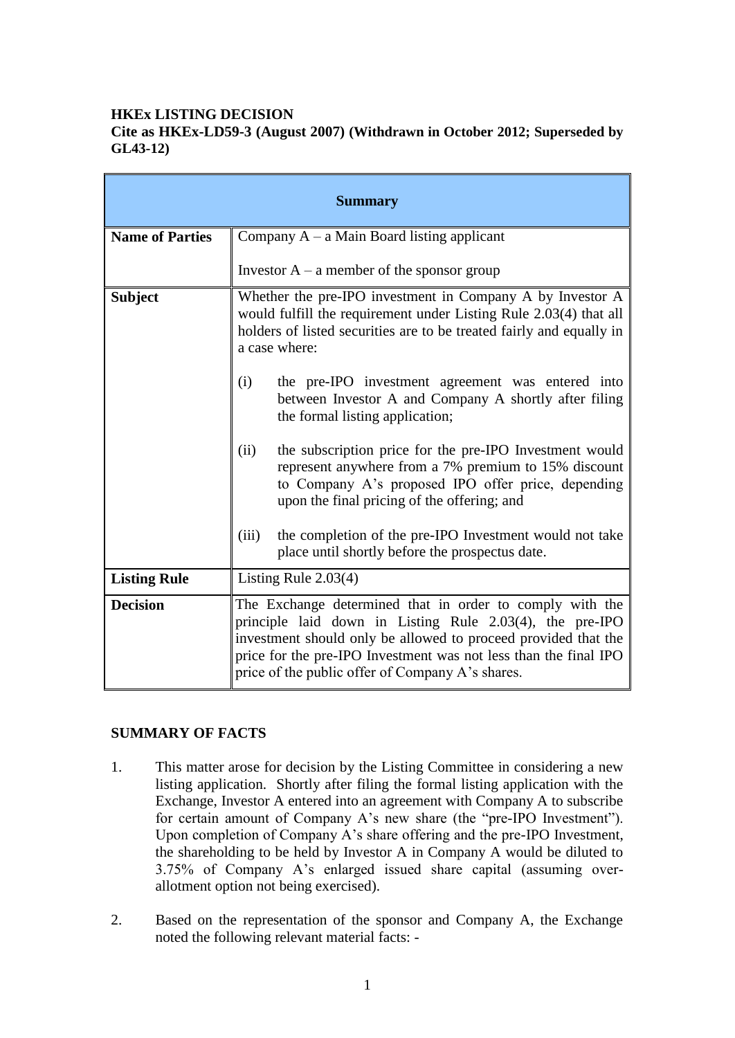**HKEx LISTING DECISION**
**Cite as HKEx-LD59-3 (August 2007) (Withdrawn in October 2012; Superseded by GL43-12)**

| Summary | |
|---|---|
| **Name of Parties** | Company A – a Main Board listing applicant<br><br>Investor A – a member of the sponsor group |
| **Subject** | Whether the pre-IPO investment in Company A by Investor A would fulfill the requirement under Listing Rule 2.03(4) that all holders of listed securities are to be treated fairly and equally in a case where:<br><br>(i) the pre-IPO investment agreement was entered into between Investor A and Company A shortly after filing the formal listing application;<br><br>(ii) the subscription price for the pre-IPO Investment would represent anywhere from a 7% premium to 15% discount to Company A's proposed IPO offer price, depending upon the final pricing of the offering; and<br><br>(iii) the completion of the pre-IPO Investment would not take place until shortly before the prospectus date. |
| **Listing Rule** | Listing Rule 2.03(4) |
| **Decision** | The Exchange determined that in order to comply with the principle laid down in Listing Rule 2.03(4), the pre-IPO investment should only be allowed to proceed provided that the price for the pre-IPO Investment was not less than the final IPO price of the public offer of Company A's shares. |

**SUMMARY OF FACTS**

1. This matter arose for decision by the Listing Committee in considering a new listing application. Shortly after filing the formal listing application with the Exchange, Investor A entered into an agreement with Company A to subscribe for certain amount of Company A's new share (the "pre-IPO Investment"). Upon completion of Company A's share offering and the pre-IPO Investment, the shareholding to be held by Investor A in Company A would be diluted to 3.75% of Company A's enlarged issued share capital (assuming over-allotment option not being exercised).

2. Based on the representation of the sponsor and Company A, the Exchange noted the following relevant material facts: -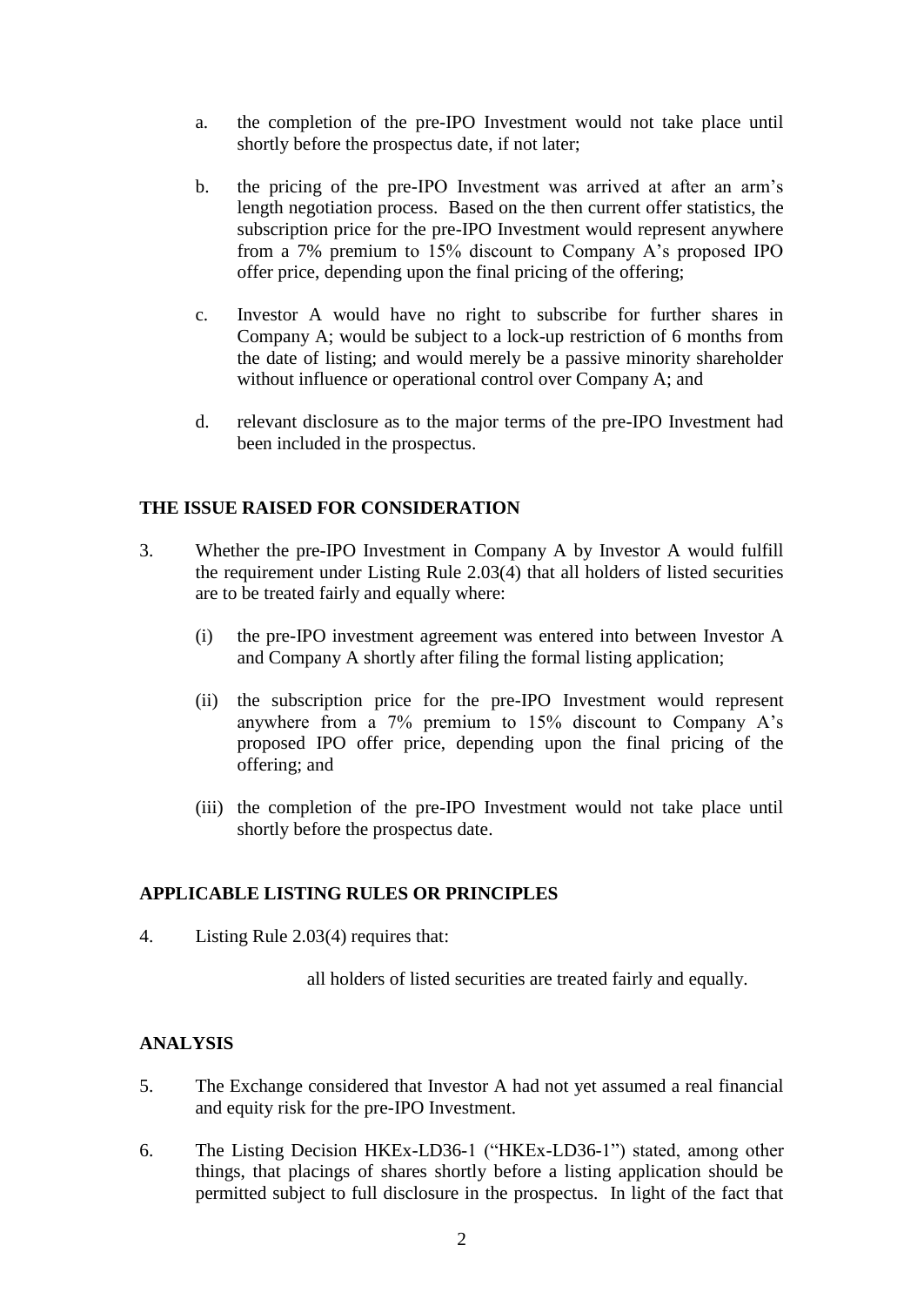a. the completion of the pre-IPO Investment would not take place until shortly before the prospectus date, if not later;

b. the pricing of the pre-IPO Investment was arrived at after an arm's length negotiation process. Based on the then current offer statistics, the subscription price for the pre-IPO Investment would represent anywhere from a 7% premium to 15% discount to Company A's proposed IPO offer price, depending upon the final pricing of the offering;

c. Investor A would have no right to subscribe for further shares in Company A; would be subject to a lock-up restriction of 6 months from the date of listing; and would merely be a passive minority shareholder without influence or operational control over Company A; and

d. relevant disclosure as to the major terms of the pre-IPO Investment had been included in the prospectus.

## THE ISSUE RAISED FOR CONSIDERATION

3. Whether the pre-IPO Investment in Company A by Investor A would fulfill the requirement under Listing Rule 2.03(4) that all holders of listed securities are to be treated fairly and equally where:

   (i) the pre-IPO investment agreement was entered into between Investor A and Company A shortly after filing the formal listing application;

   (ii) the subscription price for the pre-IPO Investment would represent anywhere from a 7% premium to 15% discount to Company A's proposed IPO offer price, depending upon the final pricing of the offering; and

   (iii) the completion of the pre-IPO Investment would not take place until shortly before the prospectus date.

## APPLICABLE LISTING RULES OR PRINCIPLES

4. Listing Rule 2.03(4) requires that:

   all holders of listed securities are treated fairly and equally.

## ANALYSIS

5. The Exchange considered that Investor A had not yet assumed a real financial and equity risk for the pre-IPO Investment.

6. The Listing Decision HKEx-LD36-1 ("HKEx-LD36-1") stated, among other things, that placings of shares shortly before a listing application should be permitted subject to full disclosure in the prospectus. In light of the fact that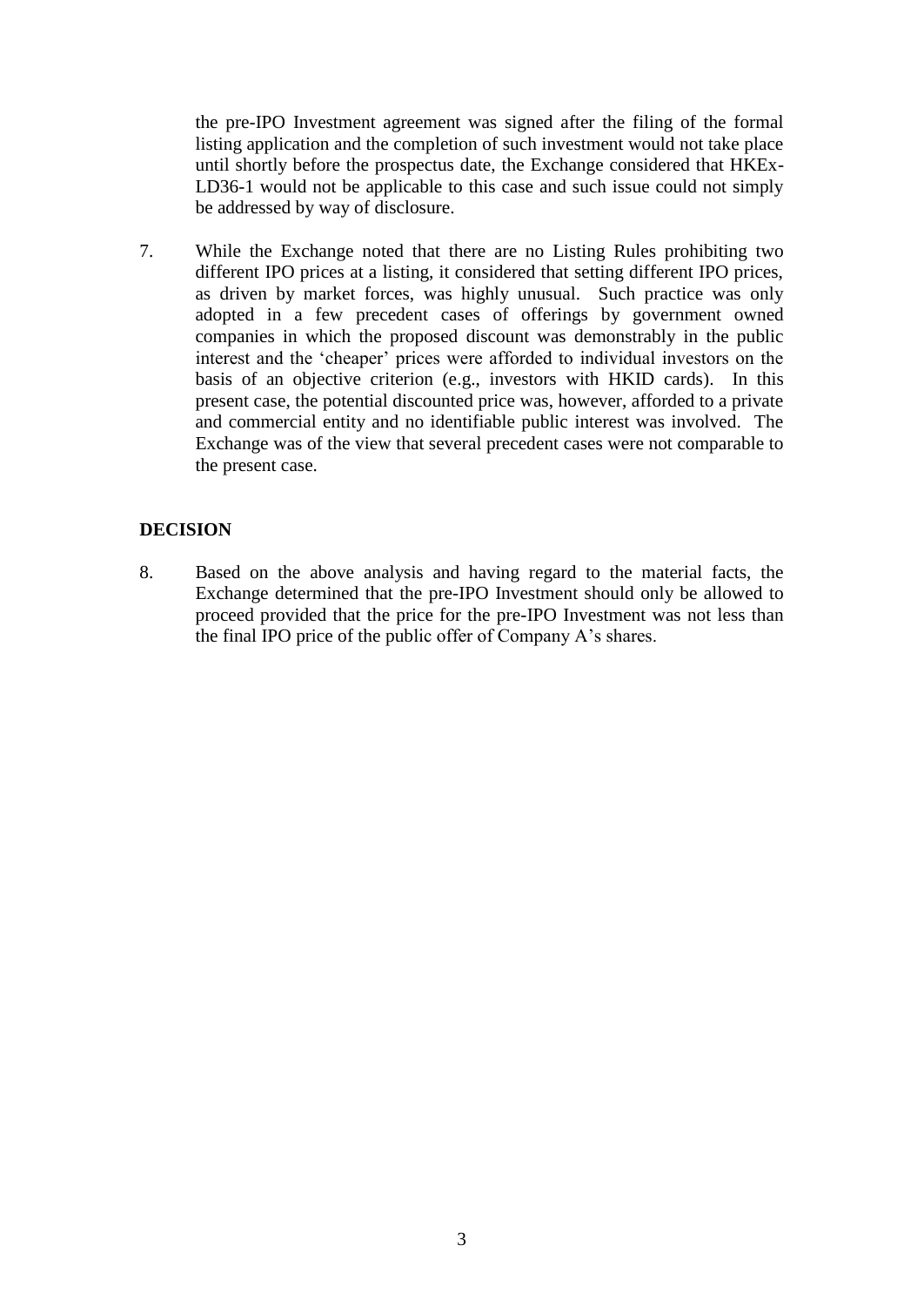the pre-IPO Investment agreement was signed after the filing of the formal listing application and the completion of such investment would not take place until shortly before the prospectus date, the Exchange considered that HKEx-LD36-1 would not be applicable to this case and such issue could not simply be addressed by way of disclosure.

7. While the Exchange noted that there are no Listing Rules prohibiting two different IPO prices at a listing, it considered that setting different IPO prices, as driven by market forces, was highly unusual. Such practice was only adopted in a few precedent cases of offerings by government owned companies in which the proposed discount was demonstrably in the public interest and the 'cheaper' prices were afforded to individual investors on the basis of an objective criterion (e.g., investors with HKID cards). In this present case, the potential discounted price was, however, afforded to a private and commercial entity and no identifiable public interest was involved. The Exchange was of the view that several precedent cases were not comparable to the present case.

## DECISION

8. Based on the above analysis and having regard to the material facts, the Exchange determined that the pre-IPO Investment should only be allowed to proceed provided that the price for the pre-IPO Investment was not less than the final IPO price of the public offer of Company A's shares.